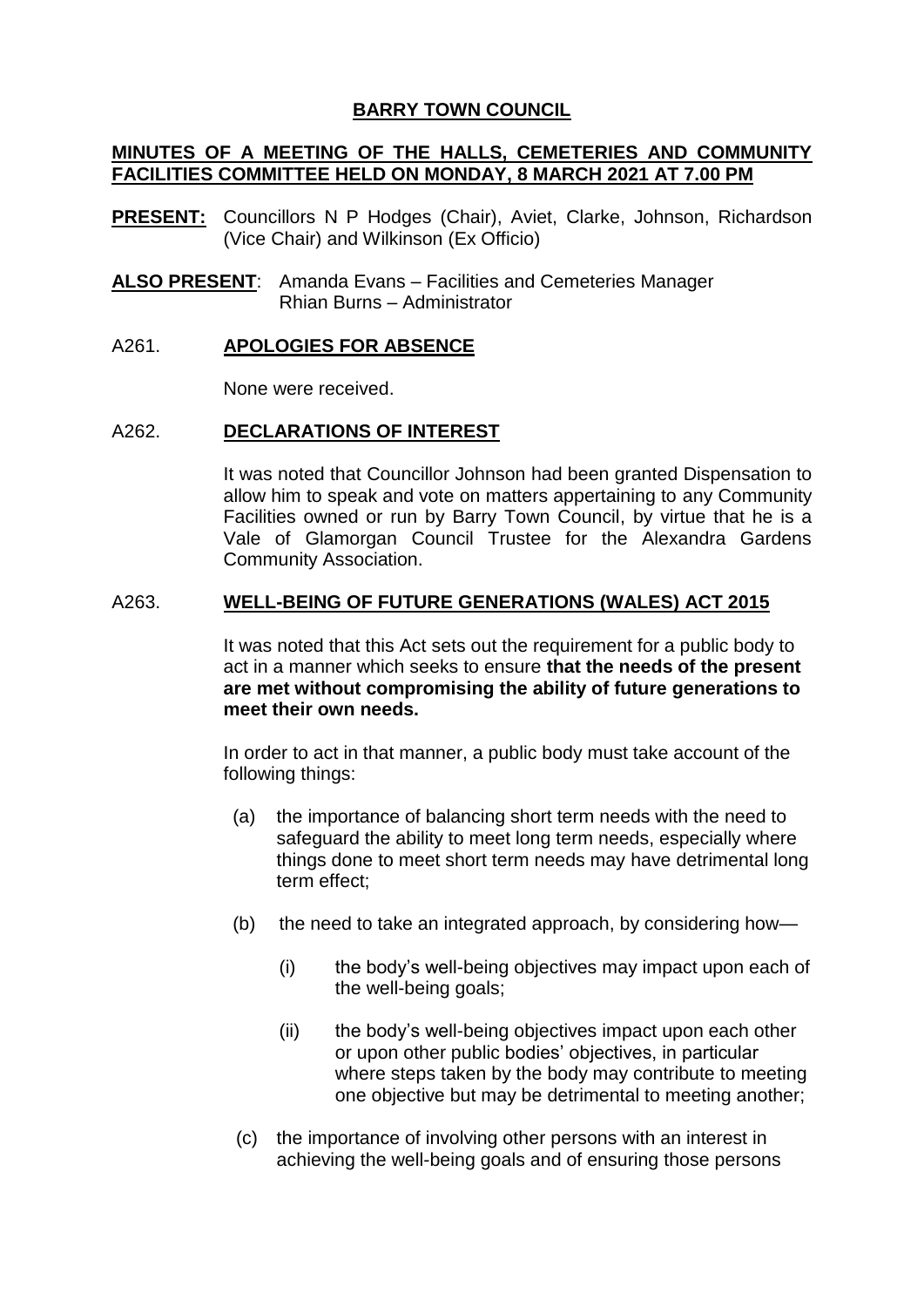# BARRY TOWN COUNCIL

## MINUTES OF A MEETING OF THE HALLS, CEMETERIES AND COMMUNITY FACILITIES COMMITTEE HELD ON MONDAY, 8 MARCH 2021 AT 7.00 PM

**PRESENT:** Councillors N P Hodges (Chair), Aviet, Clarke, Johnson, Richardson (Vice Chair) and Wilkinson (Ex Officio)

**ALSO PRESENT**: Amanda Evans – Facilities and Cemeteries Manager
Rhian Burns – Administrator

### A261. APOLOGIES FOR ABSENCE

None were received.

### A262. DECLARATIONS OF INTEREST

It was noted that Councillor Johnson had been granted Dispensation to allow him to speak and vote on matters appertaining to any Community Facilities owned or run by Barry Town Council, by virtue that he is a Vale of Glamorgan Council Trustee for the Alexandra Gardens Community Association.

### A263. WELL-BEING OF FUTURE GENERATIONS (WALES) ACT 2015

It was noted that this Act sets out the requirement for a public body to act in a manner which seeks to ensure **that the needs of the present are met without compromising the ability of future generations to meet their own needs.**

In order to act in that manner, a public body must take account of the following things:

(a) the importance of balancing short term needs with the need to safeguard the ability to meet long term needs, especially where things done to meet short term needs may have detrimental long term effect;

(b) the need to take an integrated approach, by considering how—

(i) the body's well-being objectives may impact upon each of the well-being goals;

(ii) the body's well-being objectives impact upon each other or upon other public bodies' objectives, in particular where steps taken by the body may contribute to meeting one objective but may be detrimental to meeting another;

(c) the importance of involving other persons with an interest in achieving the well-being goals and of ensuring those persons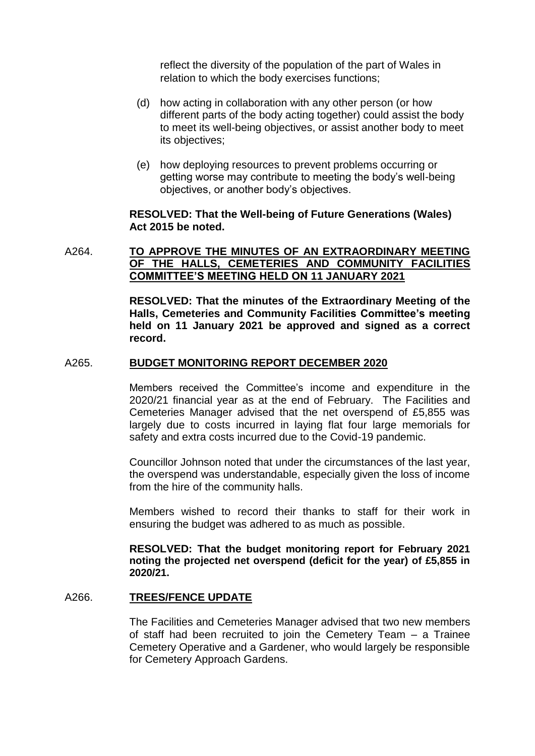reflect the diversity of the population of the part of Wales in relation to which the body exercises functions;

(d) how acting in collaboration with any other person (or how different parts of the body acting together) could assist the body to meet its well-being objectives, or assist another body to meet its objectives;

(e) how deploying resources to prevent problems occurring or getting worse may contribute to meeting the body's well-being objectives, or another body's objectives.

**RESOLVED: That the Well-being of Future Generations (Wales) Act 2015 be noted.**

A264. **TO APPROVE THE MINUTES OF AN EXTRAORDINARY MEETING OF THE HALLS, CEMETERIES AND COMMUNITY FACILITIES COMMITTEE'S MEETING HELD ON 11 JANUARY 2021**

**RESOLVED: That the minutes of the Extraordinary Meeting of the Halls, Cemeteries and Community Facilities Committee's meeting held on 11 January 2021 be approved and signed as a correct record.**

A265. **BUDGET MONITORING REPORT DECEMBER 2020**

Members received the Committee's income and expenditure in the 2020/21 financial year as at the end of February. The Facilities and Cemeteries Manager advised that the net overspend of £5,855 was largely due to costs incurred in laying flat four large memorials for safety and extra costs incurred due to the Covid-19 pandemic.

Councillor Johnson noted that under the circumstances of the last year, the overspend was understandable, especially given the loss of income from the hire of the community halls.

Members wished to record their thanks to staff for their work in ensuring the budget was adhered to as much as possible.

**RESOLVED: That the budget monitoring report for February 2021 noting the projected net overspend (deficit for the year) of £5,855 in 2020/21.**

A266. **TREES/FENCE UPDATE**

The Facilities and Cemeteries Manager advised that two new members of staff had been recruited to join the Cemetery Team – a Trainee Cemetery Operative and a Gardener, who would largely be responsible for Cemetery Approach Gardens.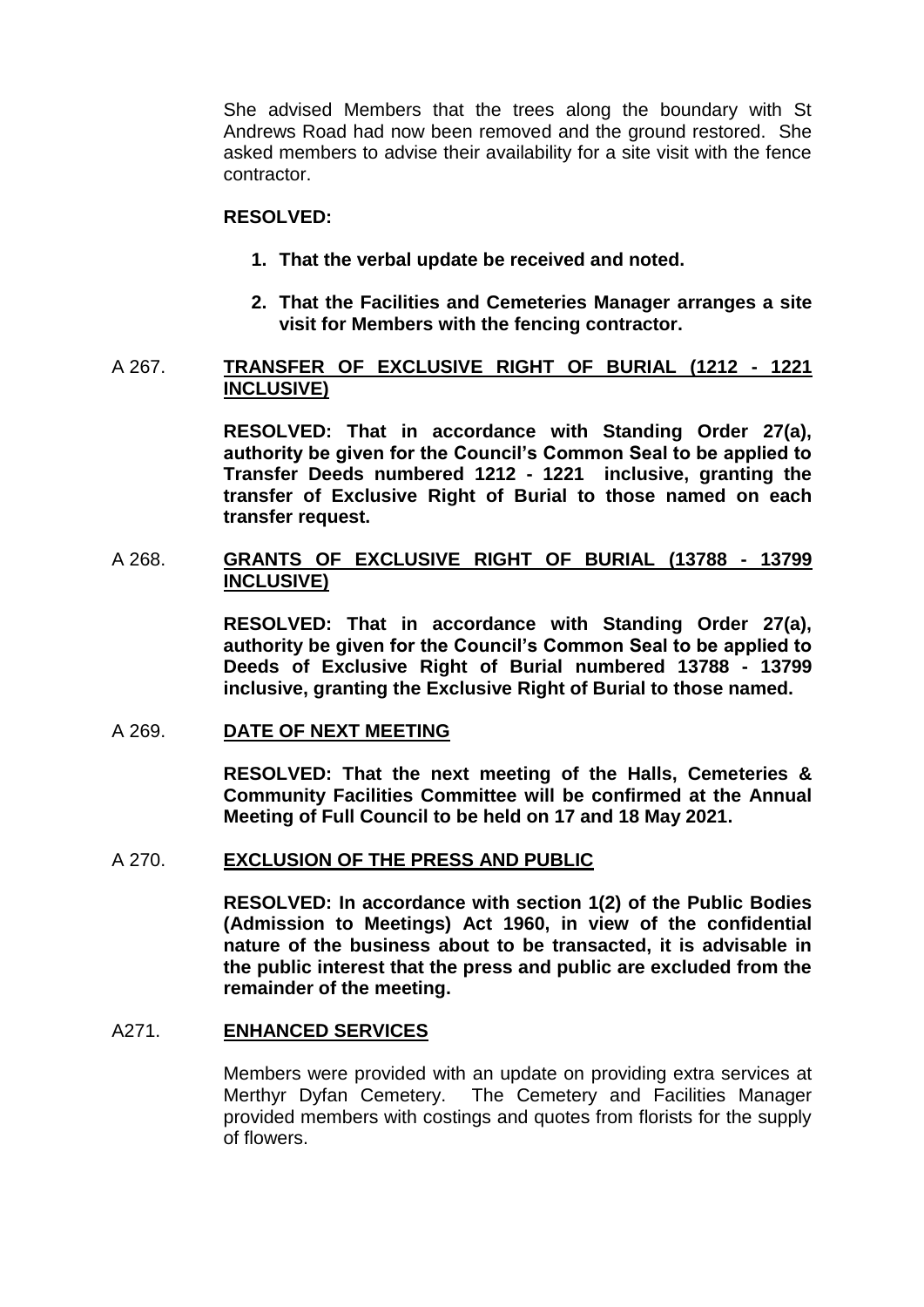She advised Members that the trees along the boundary with St Andrews Road had now been removed and the ground restored. She asked members to advise their availability for a site visit with the fence contractor.

**RESOLVED:**

1. **That the verbal update be received and noted.**

2. **That the Facilities and Cemeteries Manager arranges a site visit for Members with the fencing contractor.**

A 267. **TRANSFER OF EXCLUSIVE RIGHT OF BURIAL (1212 - 1221 INCLUSIVE)**

**RESOLVED: That in accordance with Standing Order 27(a), authority be given for the Council's Common Seal to be applied to Transfer Deeds numbered 1212 - 1221 inclusive, granting the transfer of Exclusive Right of Burial to those named on each transfer request.**

A 268. **GRANTS OF EXCLUSIVE RIGHT OF BURIAL (13788 - 13799 INCLUSIVE)**

**RESOLVED: That in accordance with Standing Order 27(a), authority be given for the Council's Common Seal to be applied to Deeds of Exclusive Right of Burial numbered 13788 - 13799 inclusive, granting the Exclusive Right of Burial to those named.**

A 269. **DATE OF NEXT MEETING**

**RESOLVED: That the next meeting of the Halls, Cemeteries & Community Facilities Committee will be confirmed at the Annual Meeting of Full Council to be held on 17 and 18 May 2021.**

A 270. **EXCLUSION OF THE PRESS AND PUBLIC**

**RESOLVED: In accordance with section 1(2) of the Public Bodies (Admission to Meetings) Act 1960, in view of the confidential nature of the business about to be transacted, it is advisable in the public interest that the press and public are excluded from the remainder of the meeting.**

A271. **ENHANCED SERVICES**

Members were provided with an update on providing extra services at Merthyr Dyfan Cemetery. The Cemetery and Facilities Manager provided members with costings and quotes from florists for the supply of flowers.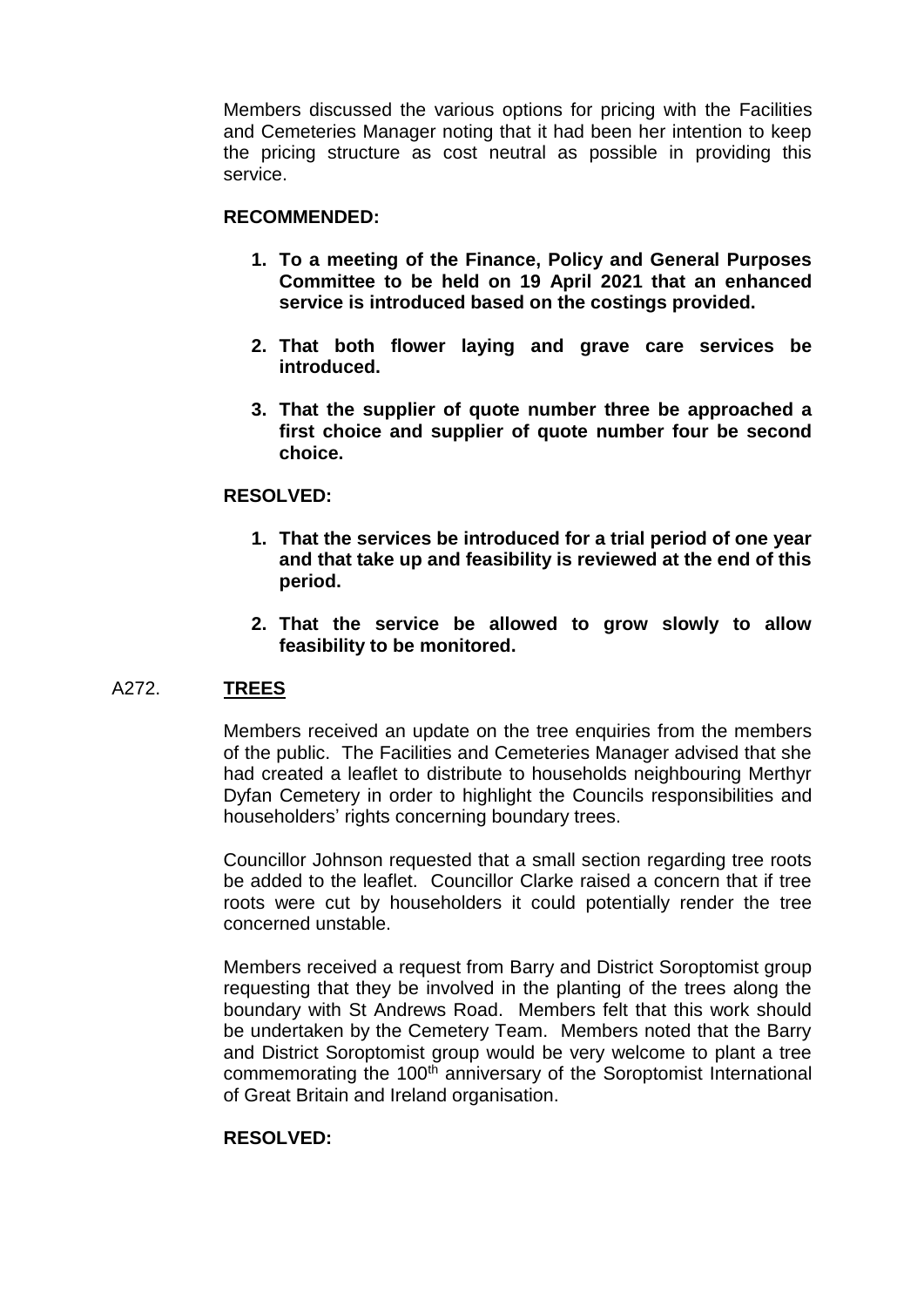Members discussed the various options for pricing with the Facilities and Cemeteries Manager noting that it had been her intention to keep the pricing structure as cost neutral as possible in providing this service.

**RECOMMENDED:**

1. **To a meeting of the Finance, Policy and General Purposes Committee to be held on 19 April 2021 that an enhanced service is introduced based on the costings provided.**
2. **That both flower laying and grave care services be introduced.**
3. **That the supplier of quote number three be approached a first choice and supplier of quote number four be second choice.**

**RESOLVED:**

1. **That the services be introduced for a trial period of one year and that take up and feasibility is reviewed at the end of this period.**
2. **That the service be allowed to grow slowly to allow feasibility to be monitored.**

## A272. TREES

Members received an update on the tree enquiries from the members of the public. The Facilities and Cemeteries Manager advised that she had created a leaflet to distribute to households neighbouring Merthyr Dyfan Cemetery in order to highlight the Councils responsibilities and householders' rights concerning boundary trees.

Councillor Johnson requested that a small section regarding tree roots be added to the leaflet. Councillor Clarke raised a concern that if tree roots were cut by householders it could potentially render the tree concerned unstable.

Members received a request from Barry and District Soroptomist group requesting that they be involved in the planting of the trees along the boundary with St Andrews Road. Members felt that this work should be undertaken by the Cemetery Team. Members noted that the Barry and District Soroptomist group would be very welcome to plant a tree commemorating the 100th anniversary of the Soroptomist International of Great Britain and Ireland organisation.

**RESOLVED:**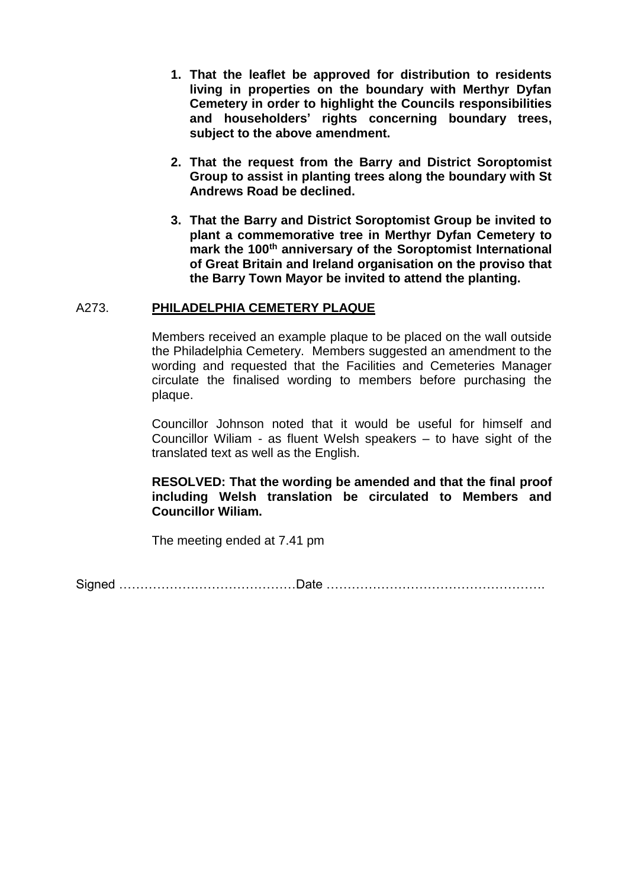1. **That the leaflet be approved for distribution to residents living in properties on the boundary with Merthyr Dyfan Cemetery in order to highlight the Councils responsibilities and householders' rights concerning boundary trees, subject to the above amendment.**

2. **That the request from the Barry and District Soroptomist Group to assist in planting trees along the boundary with St Andrews Road be declined.**

3. **That the Barry and District Soroptomist Group be invited to plant a commemorative tree in Merthyr Dyfan Cemetery to mark the 100th anniversary of the Soroptomist International of Great Britain and Ireland organisation on the proviso that the Barry Town Mayor be invited to attend the planting.**

## A273. PHILADELPHIA CEMETERY PLAQUE

Members received an example plaque to be placed on the wall outside the Philadelphia Cemetery. Members suggested an amendment to the wording and requested that the Facilities and Cemeteries Manager circulate the finalised wording to members before purchasing the plaque.

Councillor Johnson noted that it would be useful for himself and Councillor Wiliam - as fluent Welsh speakers – to have sight of the translated text as well as the English.

**RESOLVED: That the wording be amended and that the final proof including Welsh translation be circulated to Members and Councillor Wiliam.**

The meeting ended at 7.41 pm

Signed ……………………………………Date …………………………………………….